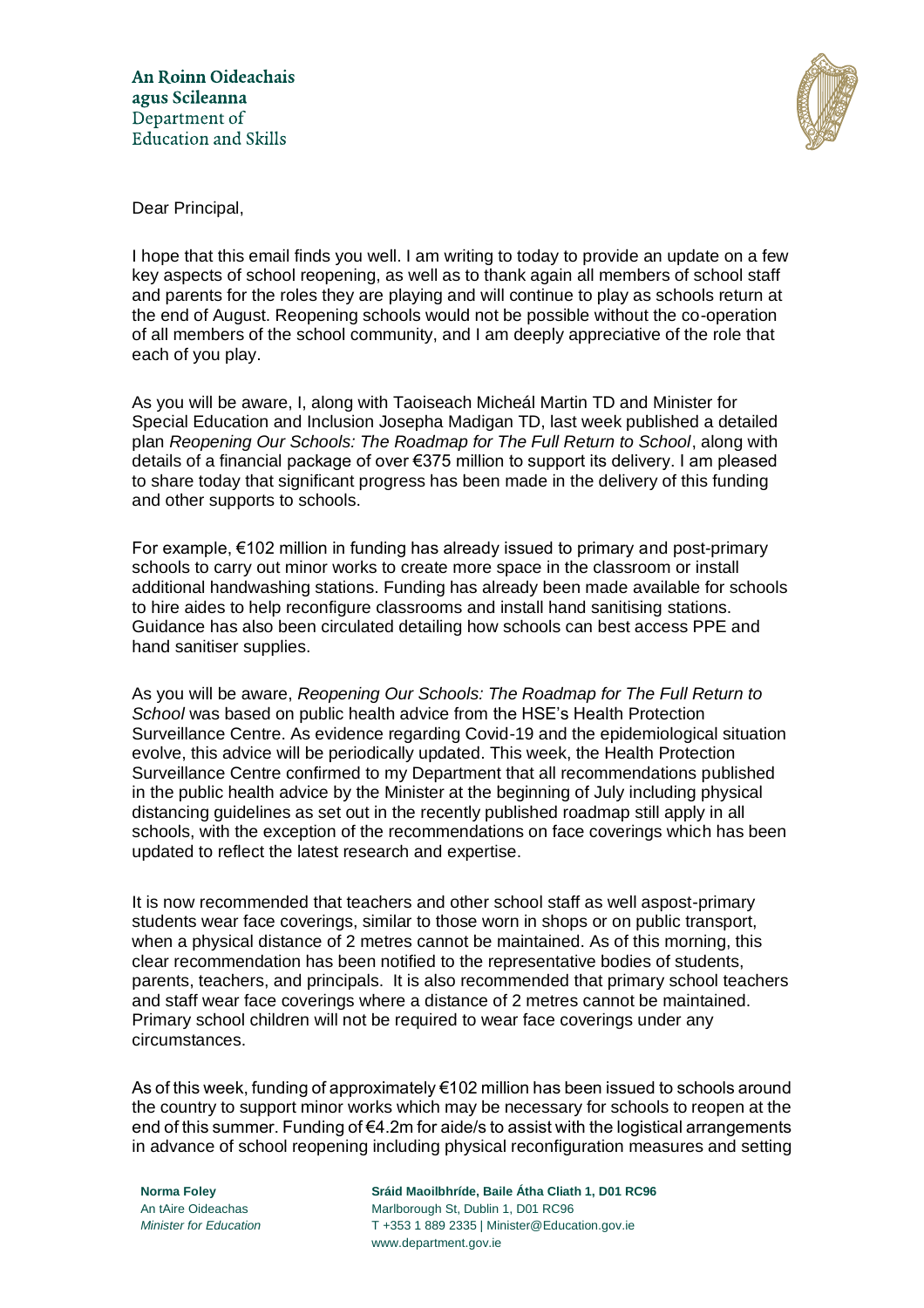An Roinn Oideachais
agus Scileanna
Department of
Education and Skills

Dear Principal,

I hope that this email finds you well. I am writing to today to provide an update on a few key aspects of school reopening, as well as to thank again all members of school staff and parents for the roles they are playing and will continue to play as schools return at the end of August. Reopening schools would not be possible without the co-operation of all members of the school community, and I am deeply appreciative of the role that each of you play.

As you will be aware, I, along with Taoiseach Micheál Martin TD and Minister for Special Education and Inclusion Josepha Madigan TD, last week published a detailed plan *Reopening Our Schools: The Roadmap for The Full Return to School*, along with details of a financial package of over €375 million to support its delivery. I am pleased to share today that significant progress has been made in the delivery of this funding and other supports to schools.

For example, €102 million in funding has already issued to primary and post-primary schools to carry out minor works to create more space in the classroom or install additional handwashing stations. Funding has already been made available for schools to hire aides to help reconfigure classrooms and install hand sanitising stations. Guidance has also been circulated detailing how schools can best access PPE and hand sanitiser supplies.

As you will be aware, *Reopening Our Schools: The Roadmap for The Full Return to School* was based on public health advice from the HSE's Health Protection Surveillance Centre. As evidence regarding Covid-19 and the epidemiological situation evolve, this advice will be periodically updated. This week, the Health Protection Surveillance Centre confirmed to my Department that all recommendations published in the public health advice by the Minister at the beginning of July including physical distancing guidelines as set out in the recently published roadmap still apply in all schools, with the exception of the recommendations on face coverings which has been updated to reflect the latest research and expertise.

It is now recommended that teachers and other school staff as well aspost-primary students wear face coverings, similar to those worn in shops or on public transport, when a physical distance of 2 metres cannot be maintained. As of this morning, this clear recommendation has been notified to the representative bodies of students, parents, teachers, and principals. It is also recommended that primary school teachers and staff wear face coverings where a distance of 2 metres cannot be maintained. Primary school children will not be required to wear face coverings under any circumstances.

As of this week, funding of approximately €102 million has been issued to schools around the country to support minor works which may be necessary for schools to reopen at the end of this summer. Funding of €4.2m for aide/s to assist with the logistical arrangements in advance of school reopening including physical reconfiguration measures and setting

**Norma Foley**
An tAire Oideachas
*Minister for Education*

**Sráid Maoilbhríde, Baile Átha Cliath 1, D01 RC96**
Marlborough St, Dublin 1, D01 RC96
T +353 1 889 2335 | Minister@Education.gov.ie
www.department.gov.ie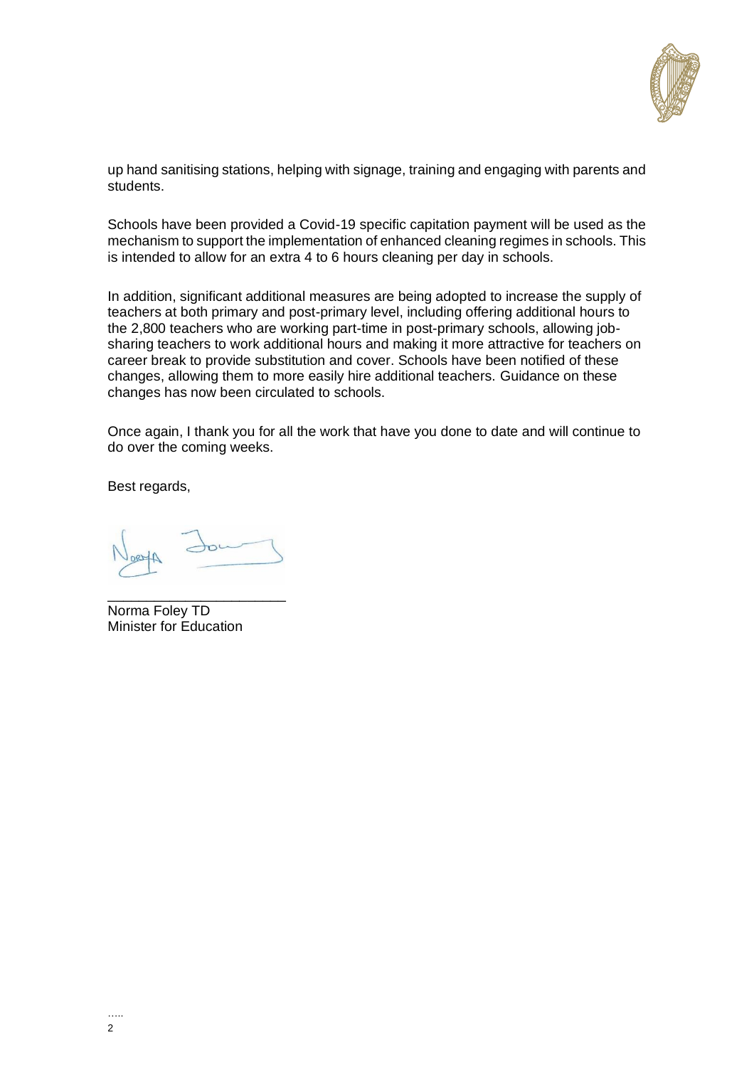up hand sanitising stations, helping with signage, training and engaging with parents and students.

Schools have been provided a Covid-19 specific capitation payment will be used as the mechanism to support the implementation of enhanced cleaning regimes in schools. This is intended to allow for an extra 4 to 6 hours cleaning per day in schools.

In addition, significant additional measures are being adopted to increase the supply of teachers at both primary and post-primary level, including offering additional hours to the 2,800 teachers who are working part-time in post-primary schools, allowing job-sharing teachers to work additional hours and making it more attractive for teachers on career break to provide substitution and cover. Schools have been notified of these changes, allowing them to more easily hire additional teachers. Guidance on these changes has now been circulated to schools.

Once again, I thank you for all the work that have you done to date and will continue to do over the coming weeks.

Best regards,

\_\_\_\_\_\_\_\_\_\_\_\_\_\_\_\_\_\_\_\_\_\_\_\_

Norma Foley TD
Minister for Education